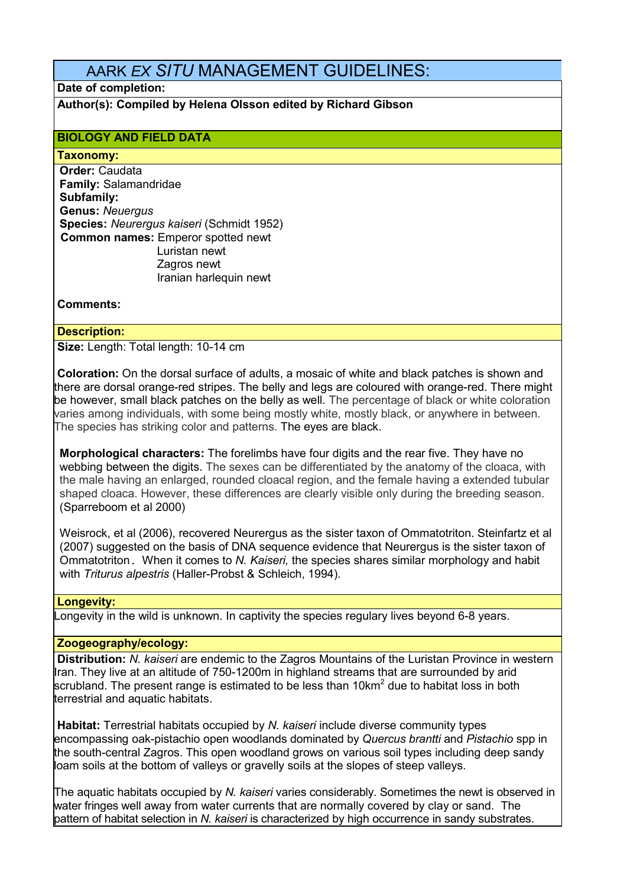# AARK *EX SITU* MANAGEMENT GUIDELINES:

**Date of completion:**

**Author(s): Compiled by Helena Olsson edited by Richard Gibson**

## BIOLOGY AND FIELD DATA

### Taxonomy:

**Order:** Caudata
**Family:** Salamandridae
**Subfamily:**
**Genus:** *Neuergus*
**Species:** *Neurergus kaiseri* (Schmidt 1952)
**Common names:** Emperor spotted newt
Luristan newt
Zagros newt
Iranian harlequin newt

**Comments:**

### Description:

**Size:** Length: Total length: 10-14 cm

**Coloration:** On the dorsal surface of adults, a mosaic of white and black patches is shown and there are dorsal orange-red stripes. The belly and legs are coloured with orange-red. There might be however, small black patches on the belly as well. The percentage of black or white coloration varies among individuals, with some being mostly white, mostly black, or anywhere in between. The species has striking color and patterns. The eyes are black.

**Morphological characters:** The forelimbs have four digits and the rear five. They have no webbing between the digits. The sexes can be differentiated by the anatomy of the cloaca, with the male having an enlarged, rounded cloacal region, and the female having a extended tubular shaped cloaca. However, these differences are clearly visible only during the breeding season. (Sparreboom et al 2000)

Weisrock, et al (2006), recovered Neurergus as the sister taxon of Ommatotriton. Steinfartz et al (2007) suggested on the basis of DNA sequence evidence that Neurergus is the sister taxon of Ommatotriton. When it comes to *N. Kaiseri,* the species shares similar morphology and habit with *Triturus alpestris* (Haller-Probst & Schleich, 1994).

### Longevity:

Longevity in the wild is unknown. In captivity the species regulary lives beyond 6-8 years.

### Zoogeography/ecology:

**Distribution:** *N. kaiseri* are endemic to the Zagros Mountains of the Luristan Province in western Iran. They live at an altitude of 750-1200m in highland streams that are surrounded by arid scrubland. The present range is estimated to be less than 10km$^2$ due to habitat loss in both terrestrial and aquatic habitats.

**Habitat:** Terrestrial habitats occupied by *N. kaiseri* include diverse community types encompassing oak-pistachio open woodlands dominated by *Quercus brantti* and *Pistachio* spp in the south-central Zagros. This open woodland grows on various soil types including deep sandy loam soils at the bottom of valleys or gravelly soils at the slopes of steep valleys.

The aquatic habitats occupied by *N. kaiseri* varies considerably. Sometimes the newt is observed in water fringes well away from water currents that are normally covered by clay or sand. The pattern of habitat selection in *N. kaiseri* is characterized by high occurrence in sandy substrates.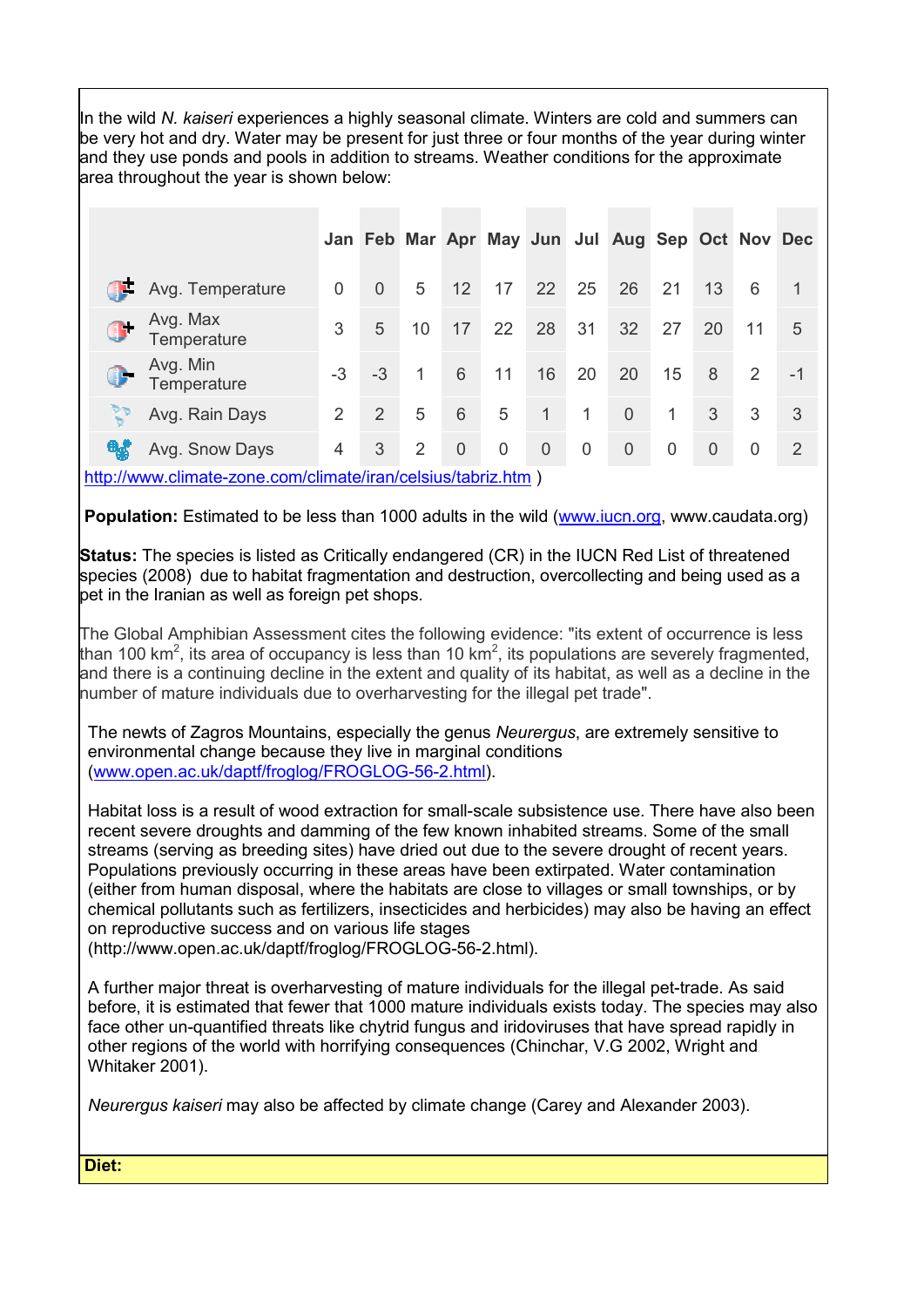In the wild *N. kaiseri* experiences a highly seasonal climate. Winters are cold and summers can be very hot and dry. Water may be present for just three or four months of the year during winter and they use ponds and pools in addition to streams. Weather conditions for the approximate area throughout the year is shown below:

| | Jan | Feb | Mar | Apr | May | Jun | Jul | Aug | Sep | Oct | Nov | Dec |
|---|---|---|---|---|---|---|---|---|---|---|---|---|
| Avg. Temperature | 0 | 0 | 5 | 12 | 17 | 22 | 25 | 26 | 21 | 13 | 6 | 1 |
| Avg. Max Temperature | 3 | 5 | 10 | 17 | 22 | 28 | 31 | 32 | 27 | 20 | 11 | 5 |
| Avg. Min Temperature | -3 | -3 | 1 | 6 | 11 | 16 | 20 | 20 | 15 | 8 | 2 | -1 |
| Avg. Rain Days | 2 | 2 | 5 | 6 | 5 | 1 | 1 | 0 | 1 | 3 | 3 | 3 |
| Avg. Snow Days | 4 | 3 | 2 | 0 | 0 | 0 | 0 | 0 | 0 | 0 | 0 | 2 |

http://www.climate-zone.com/climate/iran/celsius/tabriz.htm )

**Population:** Estimated to be less than 1000 adults in the wild (www.iucn.org, www.caudata.org)

**Status:** The species is listed as Critically endangered (CR) in the IUCN Red List of threatened species (2008) due to habitat fragmentation and destruction, overcollecting and being used as a pet in the Iranian as well as foreign pet shops.

The Global Amphibian Assessment cites the following evidence: "its extent of occurrence is less than 100 km$^2$, its area of occupancy is less than 10 km$^2$, its populations are severely fragmented, and there is a continuing decline in the extent and quality of its habitat, as well as a decline in the number of mature individuals due to overharvesting for the illegal pet trade".

The newts of Zagros Mountains, especially the genus *Neurergus*, are extremely sensitive to environmental change because they live in marginal conditions (www.open.ac.uk/daptf/froglog/FROGLOG-56-2.html).

Habitat loss is a result of wood extraction for small-scale subsistence use. There have also been recent severe droughts and damming of the few known inhabited streams. Some of the small streams (serving as breeding sites) have dried out due to the severe drought of recent years. Populations previously occurring in these areas have been extirpated. Water contamination (either from human disposal, where the habitats are close to villages or small townships, or by chemical pollutants such as fertilizers, insecticides and herbicides) may also be having an effect on reproductive success and on various life stages (http://www.open.ac.uk/daptf/froglog/FROGLOG-56-2.html).

A further major threat is overharvesting of mature individuals for the illegal pet-trade. As said before, it is estimated that fewer that 1000 mature individuals exists today. The species may also face other un-quantified threats like chytrid fungus and iridoviruses that have spread rapidly in other regions of the world with horrifying consequences (Chinchar, V.G 2002, Wright and Whitaker 2001).

*Neurergus kaiseri* may also be affected by climate change (Carey and Alexander 2003).

**Diet:**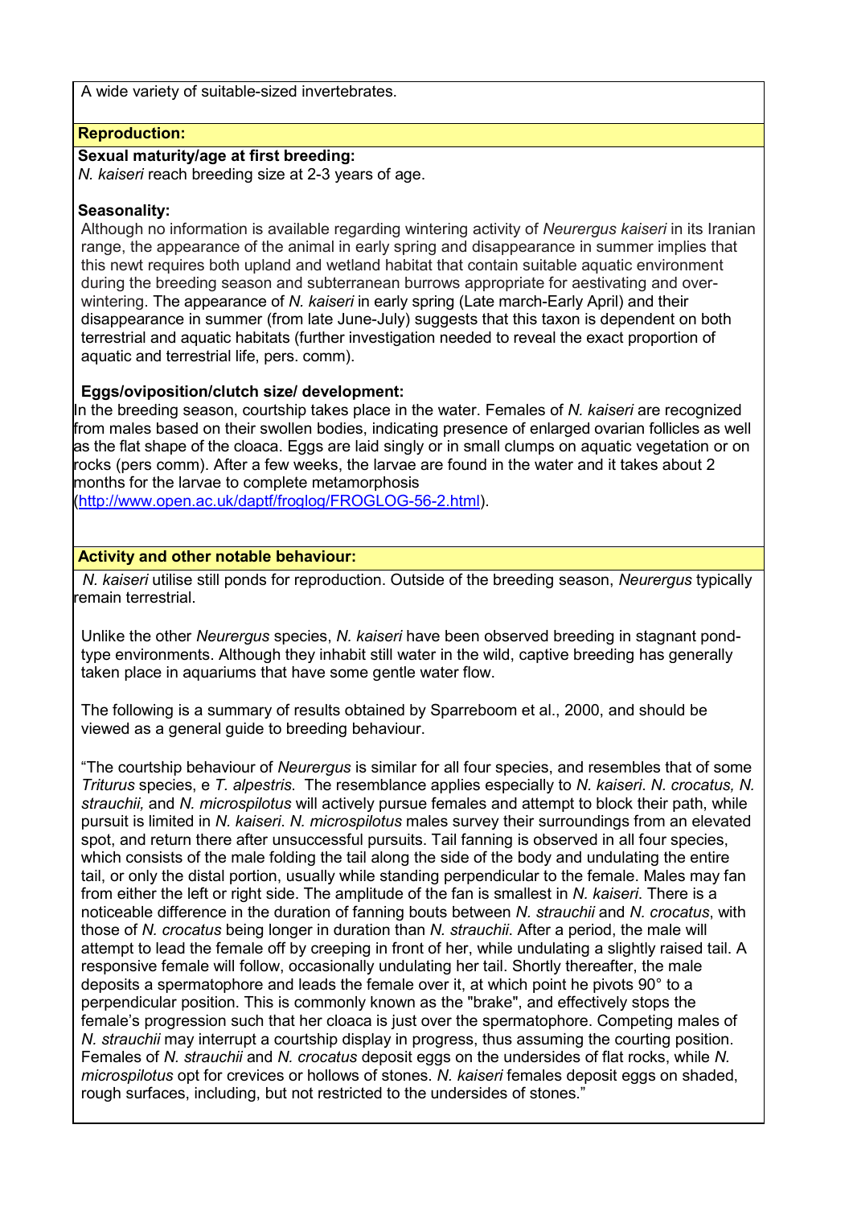A wide variety of suitable-sized invertebrates.

## Reproduction:

**Sexual maturity/age at first breeding:**
*N. kaiseri* reach breeding size at 2-3 years of age.

**Seasonality:**
Although no information is available regarding wintering activity of *Neurergus kaiseri* in its Iranian range, the appearance of the animal in early spring and disappearance in summer implies that this newt requires both upland and wetland habitat that contain suitable aquatic environment during the breeding season and subterranean burrows appropriate for aestivating and over-wintering. The appearance of *N. kaiseri* in early spring (Late march-Early April) and their disappearance in summer (from late June-July) suggests that this taxon is dependent on both terrestrial and aquatic habitats (further investigation needed to reveal the exact proportion of aquatic and terrestrial life, pers. comm).

**Eggs/oviposition/clutch size/ development:**
In the breeding season, courtship takes place in the water. Females of *N. kaiseri* are recognized from males based on their swollen bodies, indicating presence of enlarged ovarian follicles as well as the flat shape of the cloaca. Eggs are laid singly or in small clumps on aquatic vegetation or on rocks (pers comm). After a few weeks, the larvae are found in the water and it takes about 2 months for the larvae to complete metamorphosis (http://www.open.ac.uk/daptf/froglog/FROGLOG-56-2.html).

## Activity and other notable behaviour:

*N. kaiseri* utilise still ponds for reproduction. Outside of the breeding season, *Neurergus* typically remain terrestrial.

Unlike the other *Neurergus* species, *N. kaiseri* have been observed breeding in stagnant pond-type environments. Although they inhabit still water in the wild, captive breeding has generally taken place in aquariums that have some gentle water flow.

The following is a summary of results obtained by Sparreboom et al., 2000, and should be viewed as a general guide to breeding behaviour.

"The courtship behaviour of *Neurergus* is similar for all four species, and resembles that of some *Triturus* species, e *T. alpestris*. The resemblance applies especially to *N. kaiseri*. *N. crocatus, N. strauchii,* and *N. microspilotus* will actively pursue females and attempt to block their path, while pursuit is limited in *N. kaiseri*. *N. microspilotus* males survey their surroundings from an elevated spot, and return there after unsuccessful pursuits. Tail fanning is observed in all four species, which consists of the male folding the tail along the side of the body and undulating the entire tail, or only the distal portion, usually while standing perpendicular to the female. Males may fan from either the left or right side. The amplitude of the fan is smallest in *N. kaiseri*. There is a noticeable difference in the duration of fanning bouts between *N. strauchii* and *N. crocatus*, with those of *N. crocatus* being longer in duration than *N. strauchii*. After a period, the male will attempt to lead the female off by creeping in front of her, while undulating a slightly raised tail. A responsive female will follow, occasionally undulating her tail. Shortly thereafter, the male deposits a spermatophore and leads the female over it, at which point he pivots 90° to a perpendicular position. This is commonly known as the "brake", and effectively stops the female's progression such that her cloaca is just over the spermatophore. Competing males of *N. strauchii* may interrupt a courtship display in progress, thus assuming the courting position. Females of *N. strauchii* and *N. crocatus* deposit eggs on the undersides of flat rocks, while *N. microspilotus* opt for crevices or hollows of stones. *N. kaiseri* females deposit eggs on shaded, rough surfaces, including, but not restricted to the undersides of stones."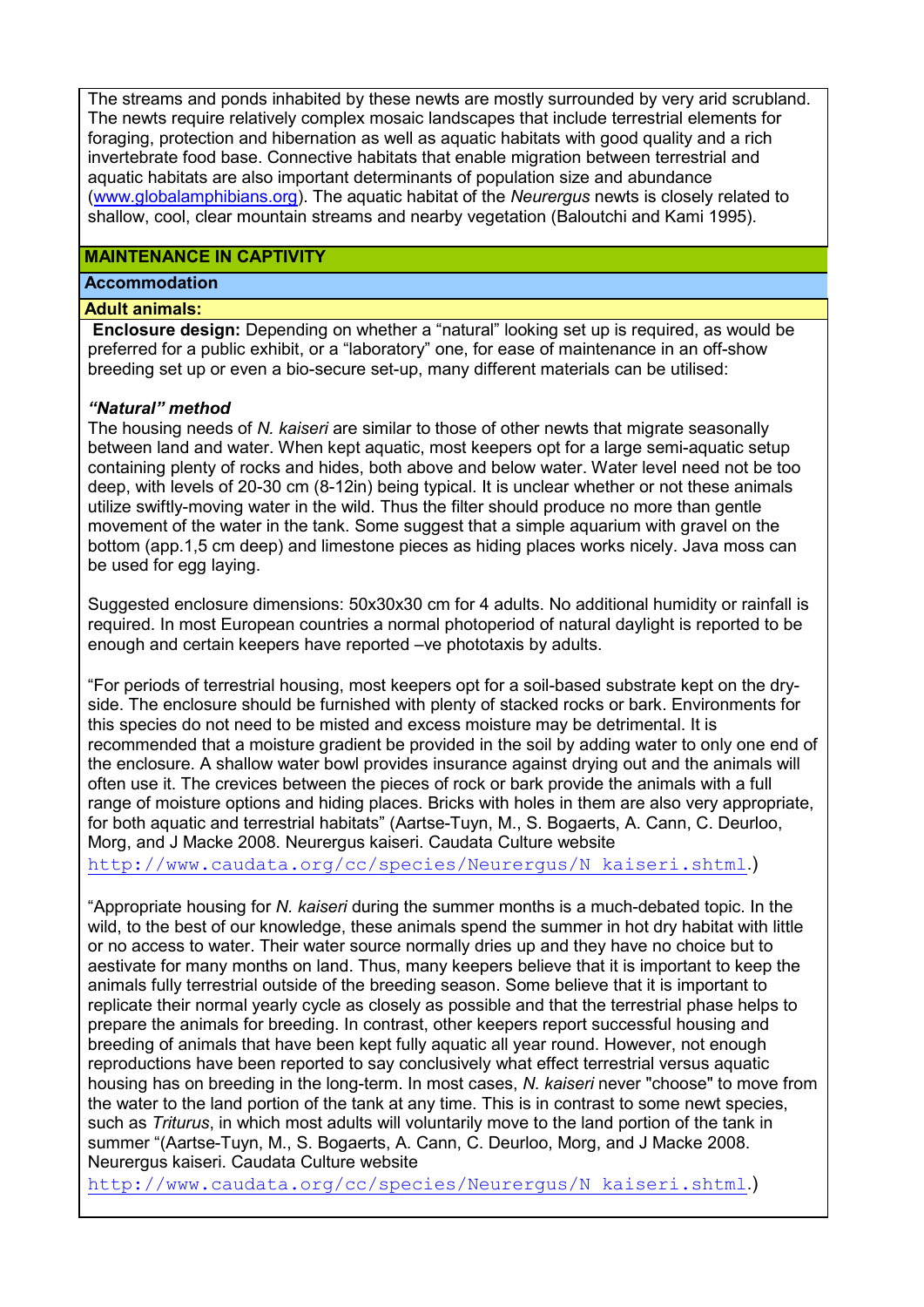The streams and ponds inhabited by these newts are mostly surrounded by very arid scrubland. The newts require relatively complex mosaic landscapes that include terrestrial elements for foraging, protection and hibernation as well as aquatic habitats with good quality and a rich invertebrate food base. Connective habitats that enable migration between terrestrial and aquatic habitats are also important determinants of population size and abundance (www.globalamphibians.org). The aquatic habitat of the *Neurergus* newts is closely related to shallow, cool, clear mountain streams and nearby vegetation (Baloutchi and Kami 1995).

## MAINTENANCE IN CAPTIVITY

### Accommodation

#### Adult animals:

**Enclosure design:** Depending on whether a "natural" looking set up is required, as would be preferred for a public exhibit, or a "laboratory" one, for ease of maintenance in an off-show breeding set up or even a bio-secure set-up, many different materials can be utilised:

***"Natural" method***

The housing needs of *N. kaiseri* are similar to those of other newts that migrate seasonally between land and water. When kept aquatic, most keepers opt for a large semi-aquatic setup containing plenty of rocks and hides, both above and below water. Water level need not be too deep, with levels of 20-30 cm (8-12in) being typical. It is unclear whether or not these animals utilize swiftly-moving water in the wild. Thus the filter should produce no more than gentle movement of the water in the tank. Some suggest that a simple aquarium with gravel on the bottom (app.1,5 cm deep) and limestone pieces as hiding places works nicely. Java moss can be used for egg laying.

Suggested enclosure dimensions: 50x30x30 cm for 4 adults. No additional humidity or rainfall is required. In most European countries a normal photoperiod of natural daylight is reported to be enough and certain keepers have reported –ve phototaxis by adults.

"For periods of terrestrial housing, most keepers opt for a soil-based substrate kept on the dry-side. The enclosure should be furnished with plenty of stacked rocks or bark. Environments for this species do not need to be misted and excess moisture may be detrimental. It is recommended that a moisture gradient be provided in the soil by adding water to only one end of the enclosure. A shallow water bowl provides insurance against drying out and the animals will often use it. The crevices between the pieces of rock or bark provide the animals with a full range of moisture options and hiding places. Bricks with holes in them are also very appropriate, for both aquatic and terrestrial habitats" (Aartse-Tuyn, M., S. Bogaerts, A. Cann, C. Deurloo, Morg, and J Macke 2008. Neurergus kaiseri. Caudata Culture website http://www.caudata.org/cc/species/Neurergus/N_kaiseri.shtml.)

"Appropriate housing for *N. kaiseri* during the summer months is a much-debated topic. In the wild, to the best of our knowledge, these animals spend the summer in hot dry habitat with little or no access to water. Their water source normally dries up and they have no choice but to aestivate for many months on land. Thus, many keepers believe that it is important to keep the animals fully terrestrial outside of the breeding season. Some believe that it is important to replicate their normal yearly cycle as closely as possible and that the terrestrial phase helps to prepare the animals for breeding. In contrast, other keepers report successful housing and breeding of animals that have been kept fully aquatic all year round. However, not enough reproductions have been reported to say conclusively what effect terrestrial versus aquatic housing has on breeding in the long-term. In most cases, *N. kaiseri* never "choose" to move from the water to the land portion of the tank at any time. This is in contrast to some newt species, such as *Triturus*, in which most adults will voluntarily move to the land portion of the tank in summer "(Aartse-Tuyn, M., S. Bogaerts, A. Cann, C. Deurloo, Morg, and J Macke 2008. Neurergus kaiseri. Caudata Culture website http://www.caudata.org/cc/species/Neurergus/N_kaiseri.shtml.)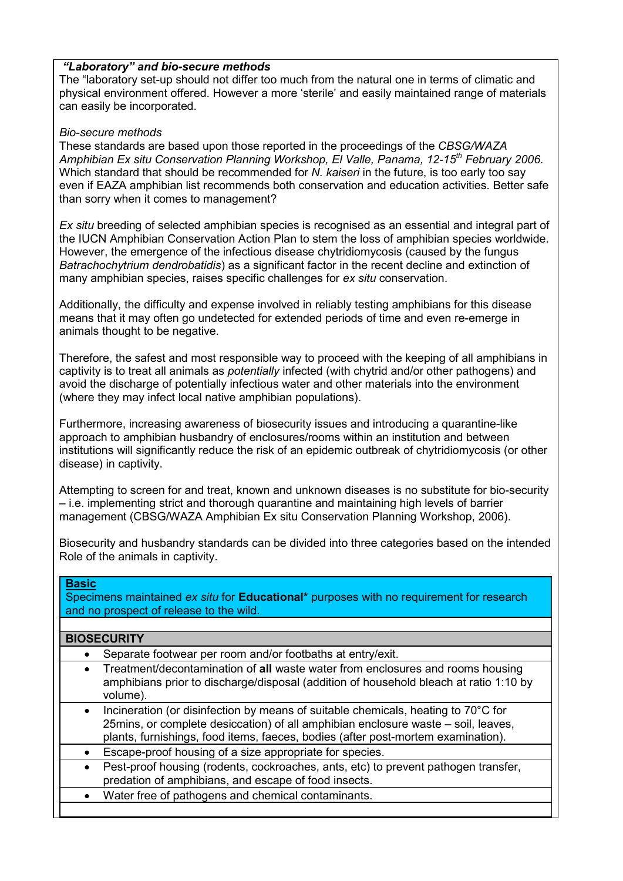***"Laboratory" and bio-secure methods***

The "laboratory set-up should not differ too much from the natural one in terms of climatic and physical environment offered. However a more 'sterile' and easily maintained range of materials can easily be incorporated.

*Bio-secure methods*

These standards are based upon those reported in the proceedings of the *CBSG/WAZA Amphibian Ex situ Conservation Planning Workshop, El Valle, Panama, 12-15th February 2006*. Which standard that should be recommended for *N. kaiseri* in the future, is too early too say even if EAZA amphibian list recommends both conservation and education activities. Better safe than sorry when it comes to management?

*Ex situ* breeding of selected amphibian species is recognised as an essential and integral part of the IUCN Amphibian Conservation Action Plan to stem the loss of amphibian species worldwide. However, the emergence of the infectious disease chytridiomycosis (caused by the fungus *Batrachochytrium dendrobatidis*) as a significant factor in the recent decline and extinction of many amphibian species, raises specific challenges for *ex situ* conservation.

Additionally, the difficulty and expense involved in reliably testing amphibians for this disease means that it may often go undetected for extended periods of time and even re-emerge in animals thought to be negative.

Therefore, the safest and most responsible way to proceed with the keeping of all amphibians in captivity is to treat all animals as *potentially* infected (with chytrid and/or other pathogens) and avoid the discharge of potentially infectious water and other materials into the environment (where they may infect local native amphibian populations).

Furthermore, increasing awareness of biosecurity issues and introducing a quarantine-like approach to amphibian husbandry of enclosures/rooms within an institution and between institutions will significantly reduce the risk of an epidemic outbreak of chytridiomycosis (or other disease) in captivity.

Attempting to screen for and treat, known and unknown diseases is no substitute for bio-security – i.e. implementing strict and thorough quarantine and maintaining high levels of barrier management (CBSG/WAZA Amphibian Ex situ Conservation Planning Workshop, 2006).

Biosecurity and husbandry standards can be divided into three categories based on the intended Role of the animals in captivity.

| **Basic**<br>Specimens maintained *ex situ* for **Educational*** purposes with no requirement for research and no prospect of release to the wild. |
|---|
| **BIOSECURITY** |
| • Separate footwear per room and/or footbaths at entry/exit. |
| • Treatment/decontamination of **all** waste water from enclosures and rooms housing amphibians prior to discharge/disposal (addition of household bleach at ratio 1:10 by volume). |
| • Incineration (or disinfection by means of suitable chemicals, heating to 70°C for 25mins, or complete desiccation) of all amphibian enclosure waste – soil, leaves, plants, furnishings, food items, faeces, bodies (after post-mortem examination). |
| • Escape-proof housing of a size appropriate for species. |
| • Pest-proof housing (rodents, cockroaches, ants, etc) to prevent pathogen transfer, predation of amphibians, and escape of food insects. |
| • Water free of pathogens and chemical contaminants. |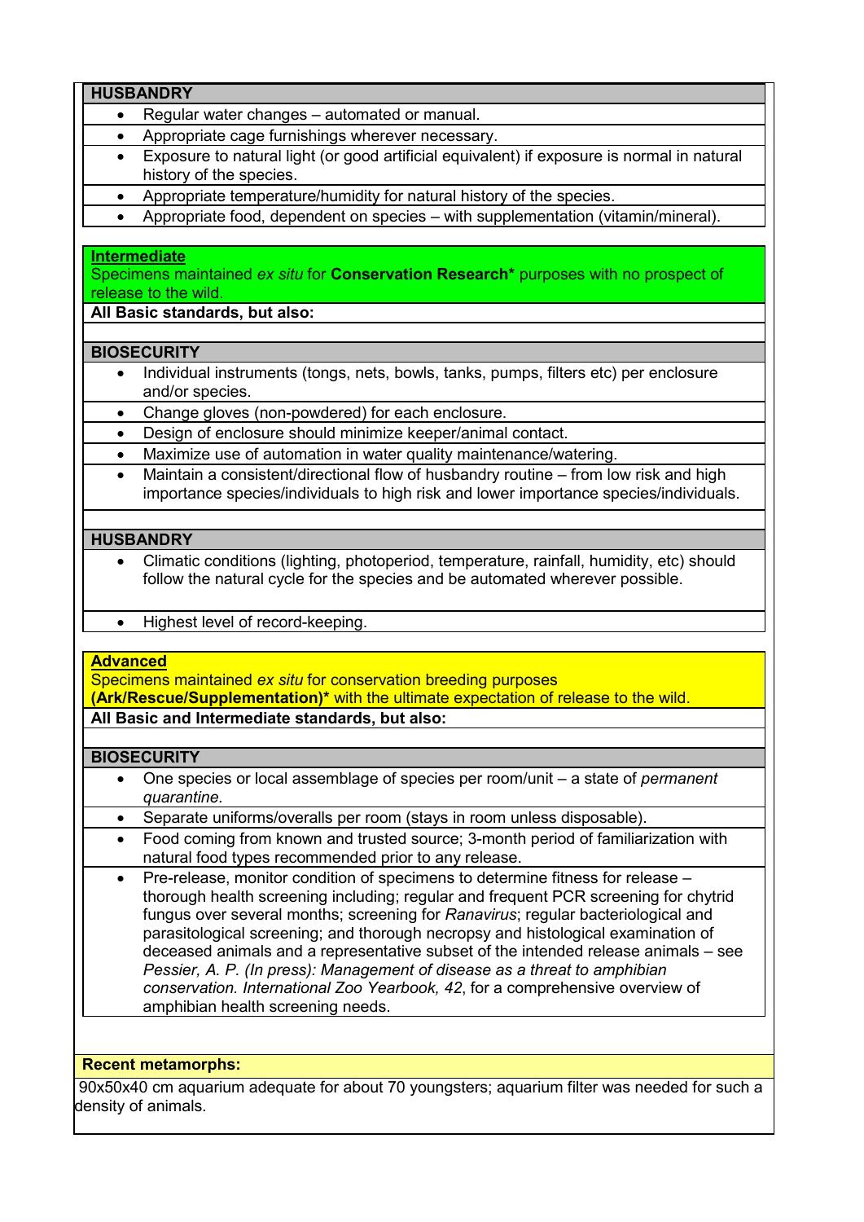**HUSBANDRY**

- Regular water changes – automated or manual.
- Appropriate cage furnishings wherever necessary.
- Exposure to natural light (or good artificial equivalent) if exposure is normal in natural history of the species.
- Appropriate temperature/humidity for natural history of the species.
- Appropriate food, dependent on species – with supplementation (vitamin/mineral).

**Intermediate**

Specimens maintained *ex situ* for **Conservation Research*** purposes with no prospect of release to the wild.

**All Basic standards, but also:**

**BIOSECURITY**

- Individual instruments (tongs, nets, bowls, tanks, pumps, filters etc) per enclosure and/or species.
- Change gloves (non-powdered) for each enclosure.
- Design of enclosure should minimize keeper/animal contact.
- Maximize use of automation in water quality maintenance/watering.
- Maintain a consistent/directional flow of husbandry routine – from low risk and high importance species/individuals to high risk and lower importance species/individuals.

**HUSBANDRY**

- Climatic conditions (lighting, photoperiod, temperature, rainfall, humidity, etc) should follow the natural cycle for the species and be automated wherever possible.
- Highest level of record-keeping.

**Advanced**

Specimens maintained *ex situ* for conservation breeding purposes **(Ark/Rescue/Supplementation)*** with the ultimate expectation of release to the wild.

**All Basic and Intermediate standards, but also:**

**BIOSECURITY**

- One species or local assemblage of species per room/unit – a state of *permanent quarantine.*
- Separate uniforms/overalls per room (stays in room unless disposable).
- Food coming from known and trusted source; 3-month period of familiarization with natural food types recommended prior to any release.
- Pre-release, monitor condition of specimens to determine fitness for release – thorough health screening including; regular and frequent PCR screening for chytrid fungus over several months; screening for *Ranavirus*; regular bacteriological and parasitological screening; and thorough necropsy and histological examination of deceased animals and a representative subset of the intended release animals – see *Pessier, A. P. (In press): Management of disease as a threat to amphibian conservation. International Zoo Yearbook, 42*, for a comprehensive overview of amphibian health screening needs.

**Recent metamorphs:**

90x50x40 cm aquarium adequate for about 70 youngsters; aquarium filter was needed for such a density of animals.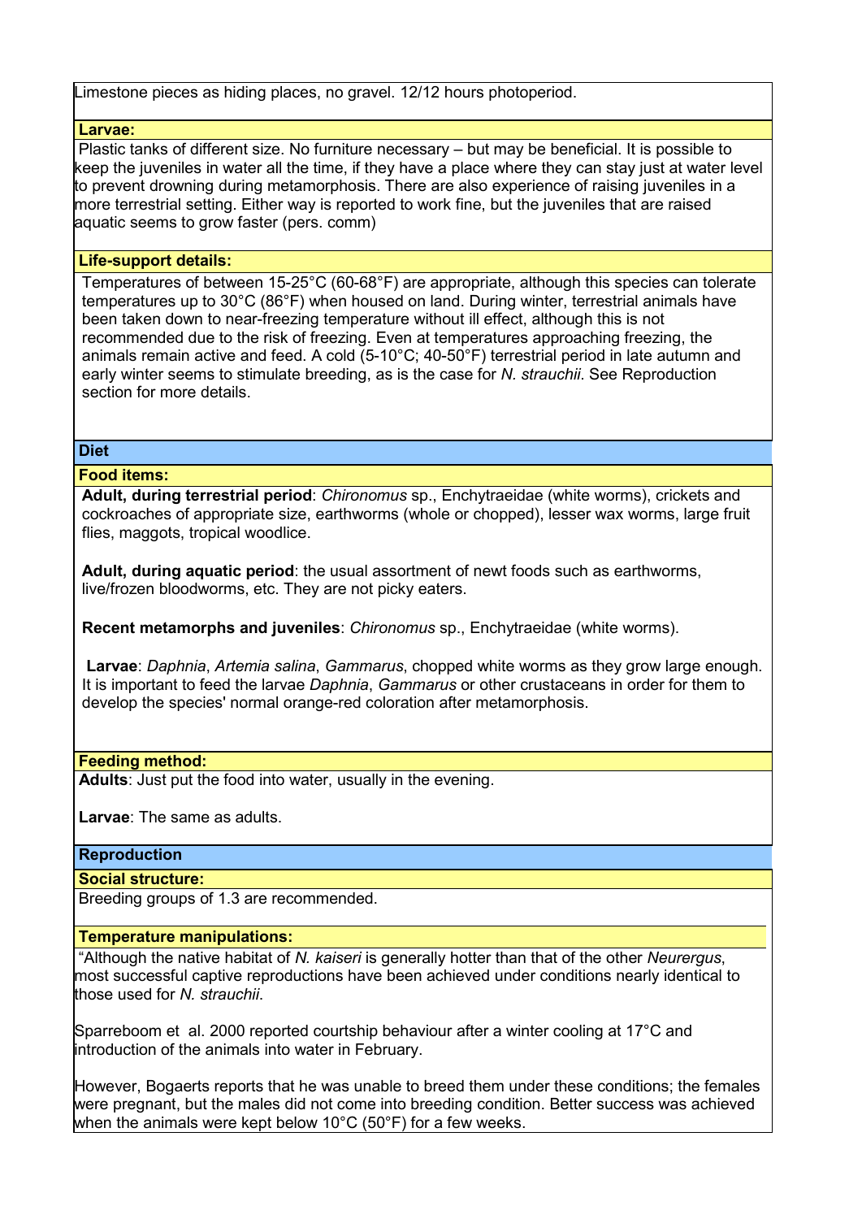Limestone pieces as hiding places, no gravel. 12/12 hours photoperiod.

**Larvae:**

Plastic tanks of different size. No furniture necessary – but may be beneficial. It is possible to keep the juveniles in water all the time, if they have a place where they can stay just at water level to prevent drowning during metamorphosis. There are also experience of raising juveniles in a more terrestrial setting. Either way is reported to work fine, but the juveniles that are raised aquatic seems to grow faster (pers. comm)

**Life-support details:**

Temperatures of between 15-25°C (60-68°F) are appropriate, although this species can tolerate temperatures up to 30°C (86°F) when housed on land. During winter, terrestrial animals have been taken down to near-freezing temperature without ill effect, although this is not recommended due to the risk of freezing. Even at temperatures approaching freezing, the animals remain active and feed. A cold (5-10°C; 40-50°F) terrestrial period in late autumn and early winter seems to stimulate breeding, as is the case for *N. strauchii*. See Reproduction section for more details.

## Diet

**Food items:**

**Adult, during terrestrial period**: *Chironomus* sp., Enchytraeidae (white worms), crickets and cockroaches of appropriate size, earthworms (whole or chopped), lesser wax worms, large fruit flies, maggots, tropical woodlice.

**Adult, during aquatic period**: the usual assortment of newt foods such as earthworms, live/frozen bloodworms, etc. They are not picky eaters.

**Recent metamorphs and juveniles**: *Chironomus* sp., Enchytraeidae (white worms).

**Larvae**: *Daphnia*, *Artemia salina*, *Gammarus*, chopped white worms as they grow large enough. It is important to feed the larvae *Daphnia*, *Gammarus* or other crustaceans in order for them to develop the species' normal orange-red coloration after metamorphosis.

**Feeding method:**

**Adults**: Just put the food into water, usually in the evening.

**Larvae**: The same as adults.

## Reproduction

**Social structure:**

Breeding groups of 1.3 are recommended.

**Temperature manipulations:**

"Although the native habitat of *N. kaiseri* is generally hotter than that of the other *Neurergus*, most successful captive reproductions have been achieved under conditions nearly identical to those used for *N. strauchii*.

Sparreboom et al. 2000 reported courtship behaviour after a winter cooling at 17°C and introduction of the animals into water in February.

However, Bogaerts reports that he was unable to breed them under these conditions; the females were pregnant, but the males did not come into breeding condition. Better success was achieved when the animals were kept below 10°C (50°F) for a few weeks.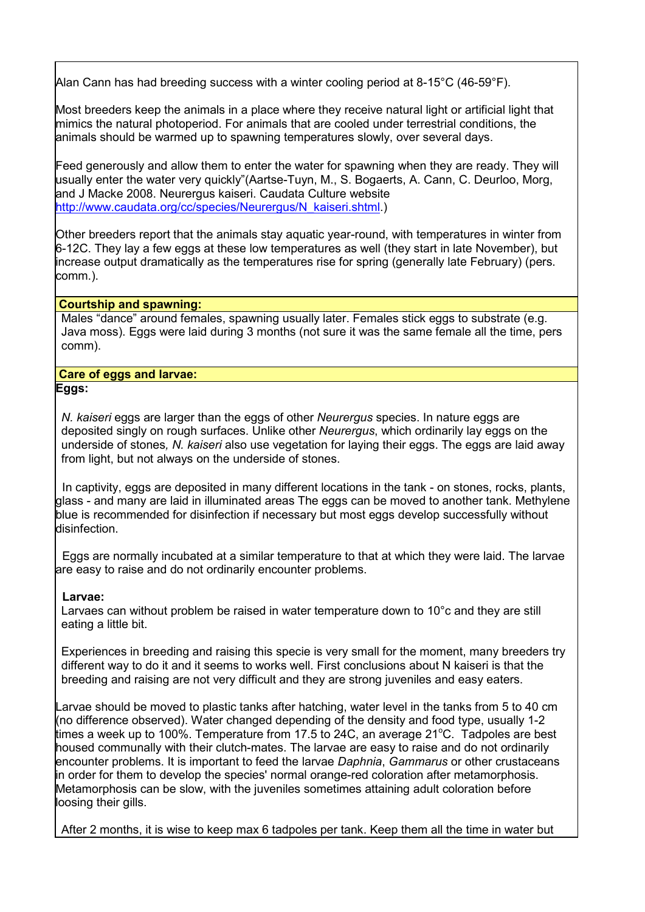Alan Cann has had breeding success with a winter cooling period at 8-15°C (46-59°F).

Most breeders keep the animals in a place where they receive natural light or artificial light that mimics the natural photoperiod. For animals that are cooled under terrestrial conditions, the animals should be warmed up to spawning temperatures slowly, over several days.

Feed generously and allow them to enter the water for spawning when they are ready. They will usually enter the water very quickly"(Aartse-Tuyn, M., S. Bogaerts, A. Cann, C. Deurloo, Morg, and J Macke 2008. Neurergus kaiseri. Caudata Culture website [http://www.caudata.org/cc/species/Neurergus/N_kaiseri.shtml](http://www.caudata.org/cc/species/Neurergus/N_kaiseri.shtml).)

Other breeders report that the animals stay aquatic year-round, with temperatures in winter from 6-12C. They lay a few eggs at these low temperatures as well (they start in late November), but increase output dramatically as the temperatures rise for spring (generally late February) (pers. comm.).

**Courtship and spawning:**

Males "dance" around females, spawning usually later. Females stick eggs to substrate (e.g. Java moss). Eggs were laid during 3 months (not sure it was the same female all the time, pers comm).

**Care of eggs and larvae:**

**Eggs:**

*N. kaiseri* eggs are larger than the eggs of other *Neurergus* species. In nature eggs are deposited singly on rough surfaces. Unlike other *Neurergus*, which ordinarily lay eggs on the underside of stones*, N. kaiseri* also use vegetation for laying their eggs. The eggs are laid away from light, but not always on the underside of stones.

In captivity, eggs are deposited in many different locations in the tank - on stones, rocks, plants, glass - and many are laid in illuminated areas The eggs can be moved to another tank. Methylene blue is recommended for disinfection if necessary but most eggs develop successfully without disinfection.

Eggs are normally incubated at a similar temperature to that at which they were laid. The larvae are easy to raise and do not ordinarily encounter problems.

**Larvae:**

Larvaes can without problem be raised in water temperature down to 10°c and they are still eating a little bit.

Experiences in breeding and raising this specie is very small for the moment, many breeders try different way to do it and it seems to works well. First conclusions about N kaiseri is that the breeding and raising are not very difficult and they are strong juveniles and easy eaters.

Larvae should be moved to plastic tanks after hatching, water level in the tanks from 5 to 40 cm (no difference observed). Water changed depending of the density and food type, usually 1-2 times a week up to 100%. Temperature from 17.5 to 24C, an average 21°C. Tadpoles are best housed communally with their clutch-mates. The larvae are easy to raise and do not ordinarily encounter problems. It is important to feed the larvae *Daphnia*, *Gammarus* or other crustaceans in order for them to develop the species' normal orange-red coloration after metamorphosis. Metamorphosis can be slow, with the juveniles sometimes attaining adult coloration before loosing their gills.

After 2 months, it is wise to keep max 6 tadpoles per tank. Keep them all the time in water but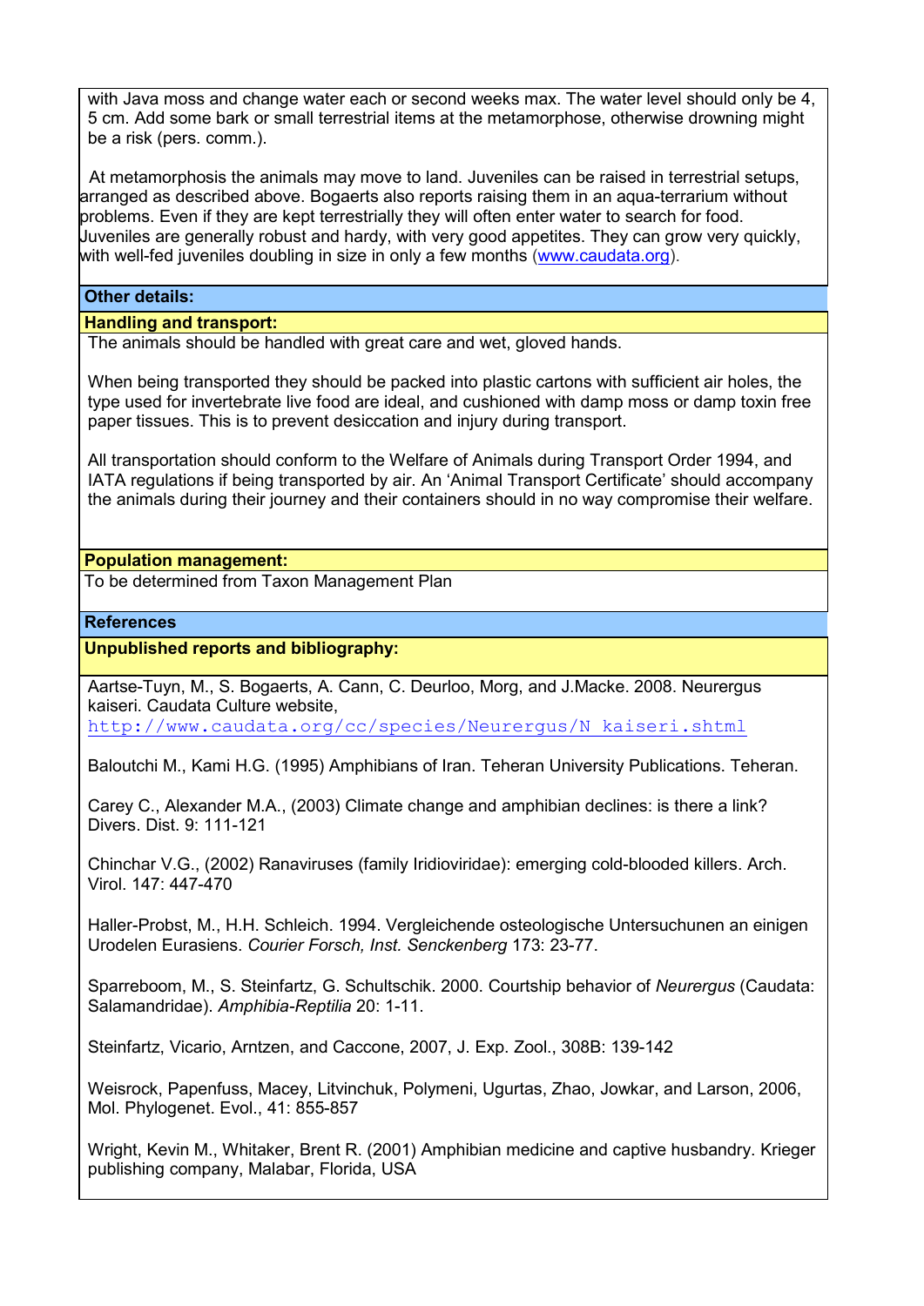with Java moss and change water each or second weeks max. The water level should only be 4, 5 cm. Add some bark or small terrestrial items at the metamorphose, otherwise drowning might be a risk (pers. comm.).

At metamorphosis the animals may move to land. Juveniles can be raised in terrestrial setups, arranged as described above. Bogaerts also reports raising them in an aqua-terrarium without problems. Even if they are kept terrestrially they will often enter water to search for food. Juveniles are generally robust and hardy, with very good appetites. They can grow very quickly, with well-fed juveniles doubling in size in only a few months (www.caudata.org).

## Other details:

### Handling and transport:

The animals should be handled with great care and wet, gloved hands.

When being transported they should be packed into plastic cartons with sufficient air holes, the type used for invertebrate live food are ideal, and cushioned with damp moss or damp toxin free paper tissues. This is to prevent desiccation and injury during transport.

All transportation should conform to the Welfare of Animals during Transport Order 1994, and IATA regulations if being transported by air. An 'Animal Transport Certificate' should accompany the animals during their journey and their containers should in no way compromise their welfare.

### Population management:

To be determined from Taxon Management Plan

## References

### Unpublished reports and bibliography:

Aartse-Tuyn, M., S. Bogaerts, A. Cann, C. Deurloo, Morg, and J.Macke. 2008. Neurergus kaiseri. Caudata Culture website, http://www.caudata.org/cc/species/Neurergus/N_kaiseri.shtml

Baloutchi M., Kami H.G. (1995) Amphibians of Iran. Teheran University Publications. Teheran.

Carey C., Alexander M.A., (2003) Climate change and amphibian declines: is there a link? Divers. Dist. 9: 111-121

Chinchar V.G., (2002) Ranaviruses (family Iridioviridae): emerging cold-blooded killers. Arch. Virol. 147: 447-470

Haller-Probst, M., H.H. Schleich. 1994. Vergleichende osteologische Untersuchunen an einigen Urodelen Eurasiens. *Courier Forsch, Inst. Senckenberg* 173: 23-77.

Sparreboom, M., S. Steinfartz, G. Schultschik. 2000. Courtship behavior of *Neurergus* (Caudata: Salamandridae). *Amphibia-Reptilia* 20: 1-11.

Steinfartz, Vicario, Arntzen, and Caccone, 2007, J. Exp. Zool., 308B: 139-142

Weisrock, Papenfuss, Macey, Litvinchuk, Polymeni, Ugurtas, Zhao, Jowkar, and Larson, 2006, Mol. Phylogenet. Evol., 41: 855-857

Wright, Kevin M., Whitaker, Brent R. (2001) Amphibian medicine and captive husbandry. Krieger publishing company, Malabar, Florida, USA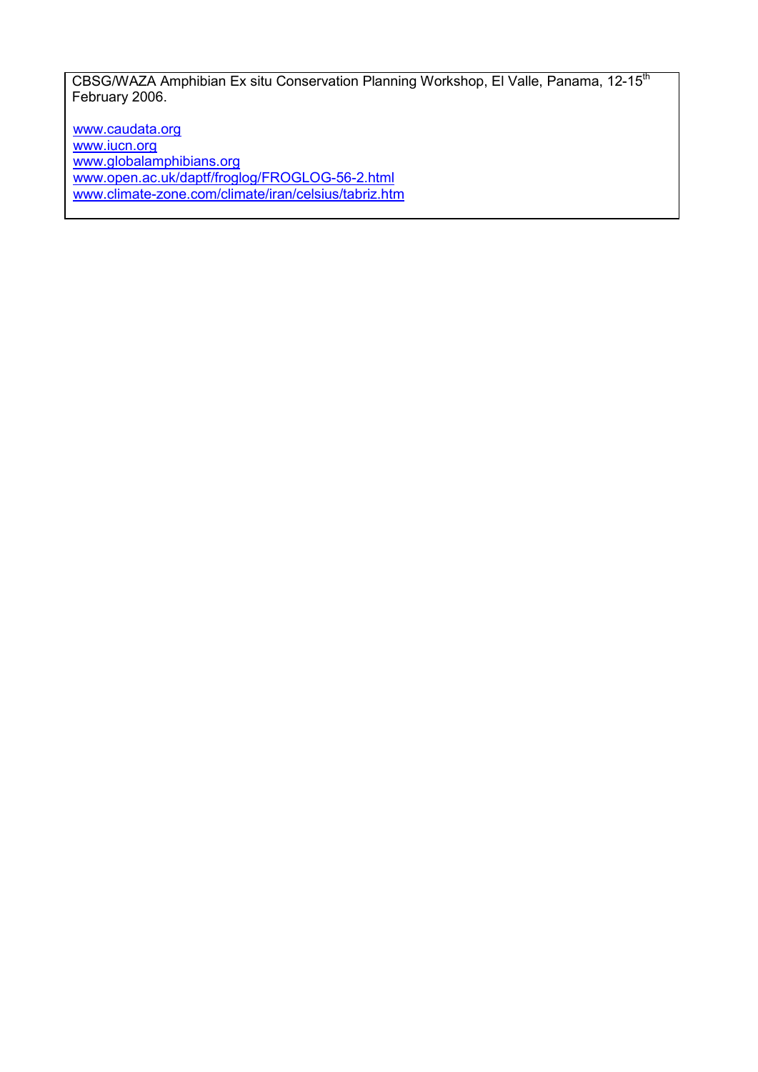CBSG/WAZA Amphibian Ex situ Conservation Planning Workshop, El Valle, Panama, 12-15th February 2006.

www.caudata.org
www.iucn.org
www.globalamphibians.org
www.open.ac.uk/daptf/froglog/FROGLOG-56-2.html
www.climate-zone.com/climate/iran/celsius/tabriz.htm